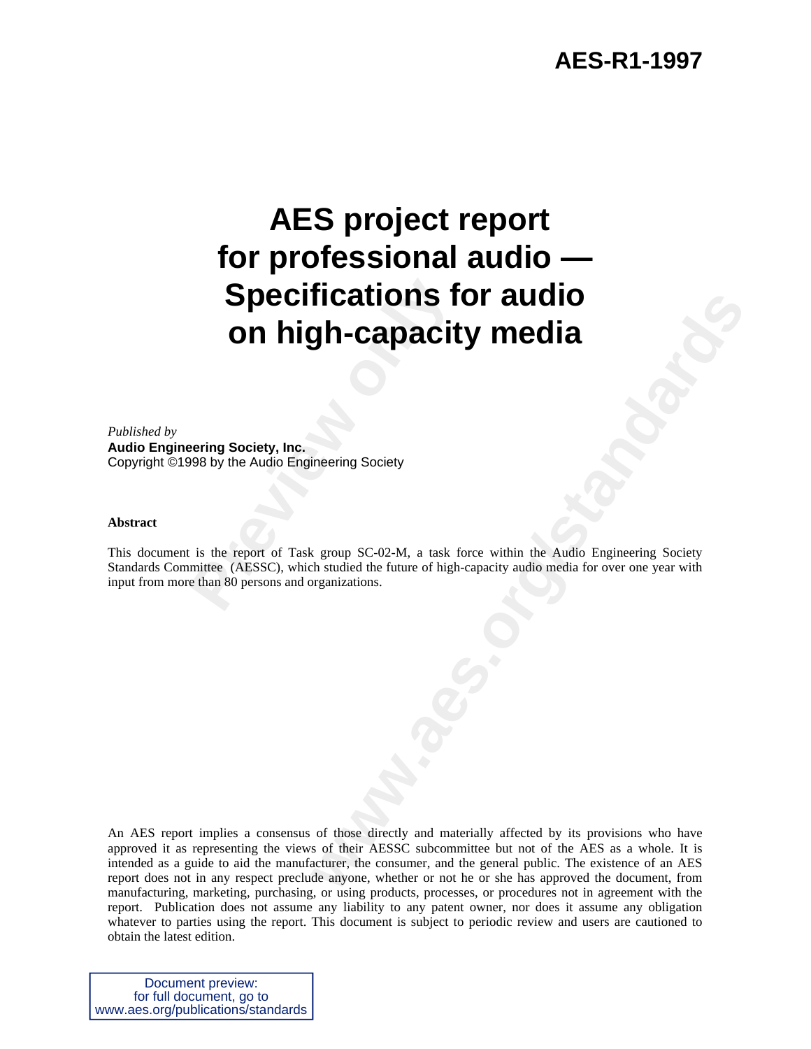**AES-R1-1997**

# AES project report for professional audio — Specifications for audio on high-capacity media

*Published by*
**Audio Engineering Society, Inc.**
Copyright ©1998 by the Audio Engineering Society

**Abstract**

This document is the report of Task group SC-02-M, a task force within the Audio Engineering Society Standards Committee (AESSC), which studied the future of high-capacity audio media for over one year with input from more than 80 persons and organizations.

An AES report implies a consensus of those directly and materially affected by its provisions who have approved it as representing the views of their AESSC subcommittee but not of the AES as a whole. It is intended as a guide to aid the manufacturer, the consumer, and the general public. The existence of an AES report does not in any respect preclude anyone, whether or not he or she has approved the document, from manufacturing, marketing, purchasing, or using products, processes, or procedures not in agreement with the report. Publication does not assume any liability to any patent owner, nor does it assume any obligation whatever to parties using the report. This document is subject to periodic review and users are cautioned to obtain the latest edition.

Document preview:
for full document, go to
www.aes.org/publications/standards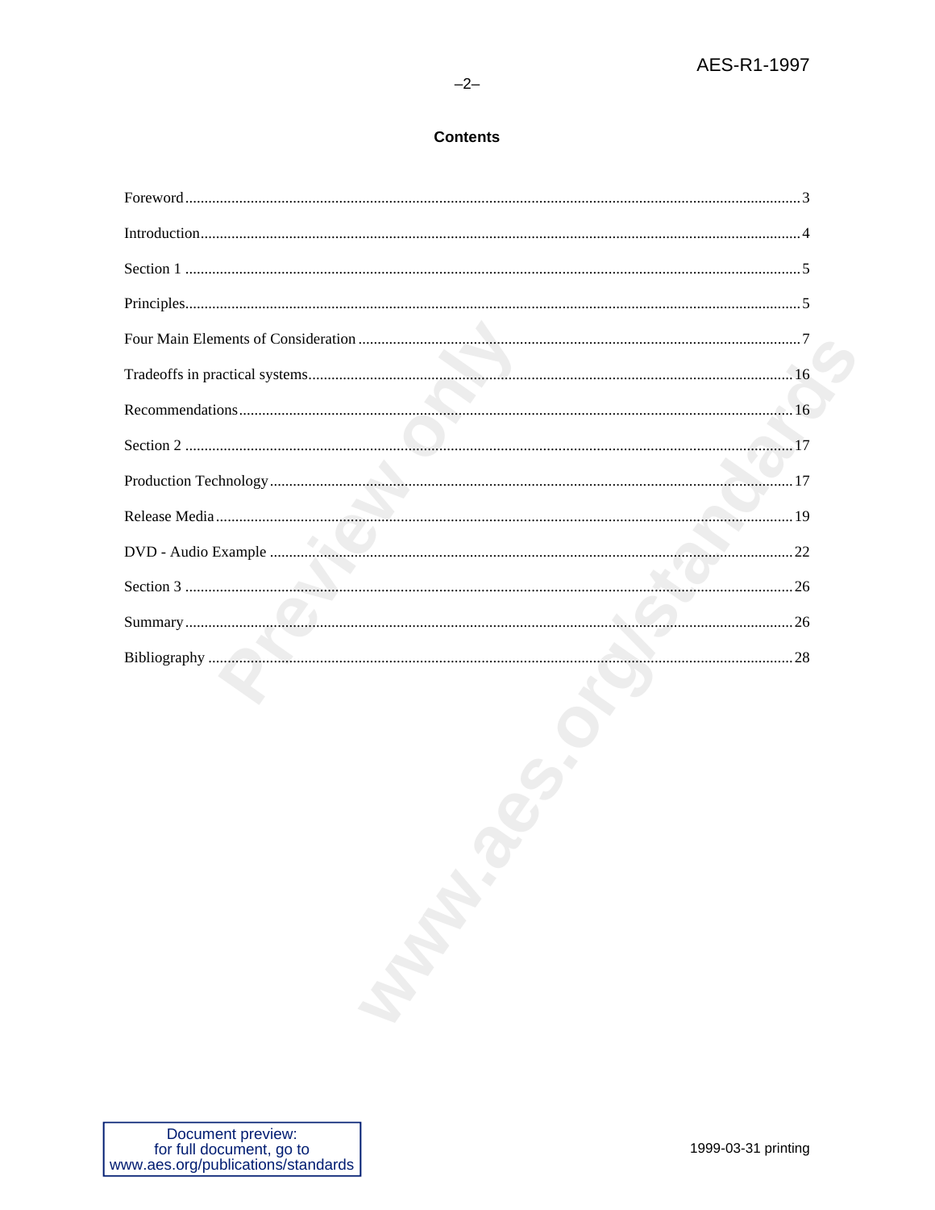## Contents

Foreword .......... 3

Introduction .......... 4

Section 1 .......... 5

Principles .......... 5

Four Main Elements of Consideration .......... 7

Tradeoffs in practical systems .......... 16

Recommendations .......... 16

Section 2 .......... 17

Production Technology .......... 17

Release Media .......... 19

DVD - Audio Example .......... 22

Section 3 .......... 26

Summary .......... 26

Bibliography .......... 28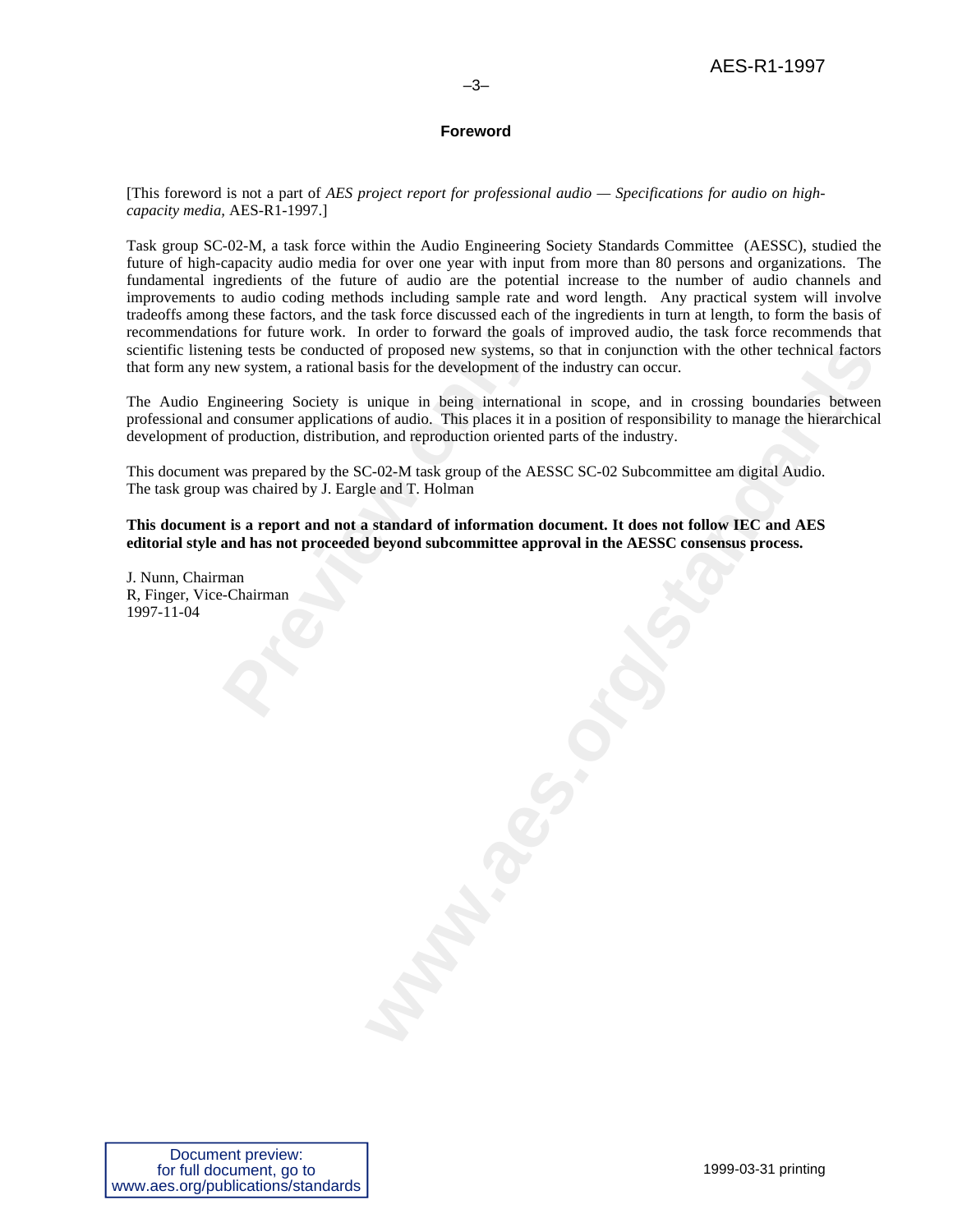## Foreword

[This foreword is not a part of *AES project report for professional audio — Specifications for audio on high-capacity media,* AES-R1-1997.]

Task group SC-02-M, a task force within the Audio Engineering Society Standards Committee (AESSC), studied the future of high-capacity audio media for over one year with input from more than 80 persons and organizations. The fundamental ingredients of the future of audio are the potential increase to the number of audio channels and improvements to audio coding methods including sample rate and word length. Any practical system will involve tradeoffs among these factors, and the task force discussed each of the ingredients in turn at length, to form the basis of recommendations for future work. In order to forward the goals of improved audio, the task force recommends that scientific listening tests be conducted of proposed new systems, so that in conjunction with the other technical factors that form any new system, a rational basis for the development of the industry can occur.

The Audio Engineering Society is unique in being international in scope, and in crossing boundaries between professional and consumer applications of audio. This places it in a position of responsibility to manage the hierarchical development of production, distribution, and reproduction oriented parts of the industry.

This document was prepared by the SC-02-M task group of the AESSC SC-02 Subcommittee am digital Audio. The task group was chaired by J. Eargle and T. Holman

**This document is a report and not a standard of information document. It does not follow IEC and AES editorial style and has not proceeded beyond subcommittee approval in the AESSC consensus process.**

J. Nunn, Chairman
R, Finger, Vice-Chairman
1997-11-04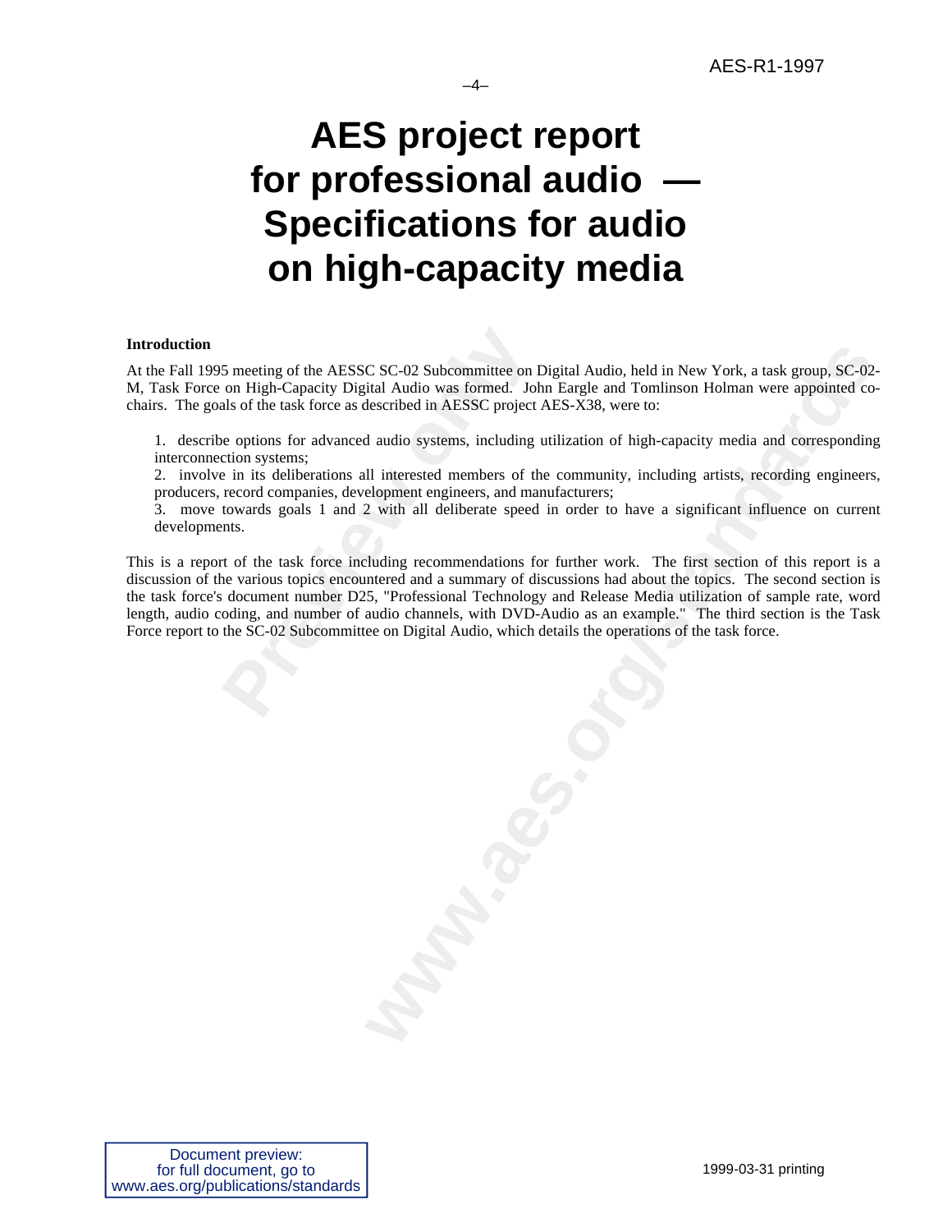# AES project report for professional audio — Specifications for audio on high-capacity media

**Introduction**

At the Fall 1995 meeting of the AESSC SC-02 Subcommittee on Digital Audio, held in New York, a task group, SC-02-M, Task Force on High-Capacity Digital Audio was formed. John Eargle and Tomlinson Holman were appointed co-chairs. The goals of the task force as described in AESSC project AES-X38, were to:

1. describe options for advanced audio systems, including utilization of high-capacity media and corresponding interconnection systems;
2. involve in its deliberations all interested members of the community, including artists, recording engineers, producers, record companies, development engineers, and manufacturers;
3. move towards goals 1 and 2 with all deliberate speed in order to have a significant influence on current developments.

This is a report of the task force including recommendations for further work. The first section of this report is a discussion of the various topics encountered and a summary of discussions had about the topics. The second section is the task force's document number D25, "Professional Technology and Release Media utilization of sample rate, word length, audio coding, and number of audio channels, with DVD-Audio as an example." The third section is the Task Force report to the SC-02 Subcommittee on Digital Audio, which details the operations of the task force.